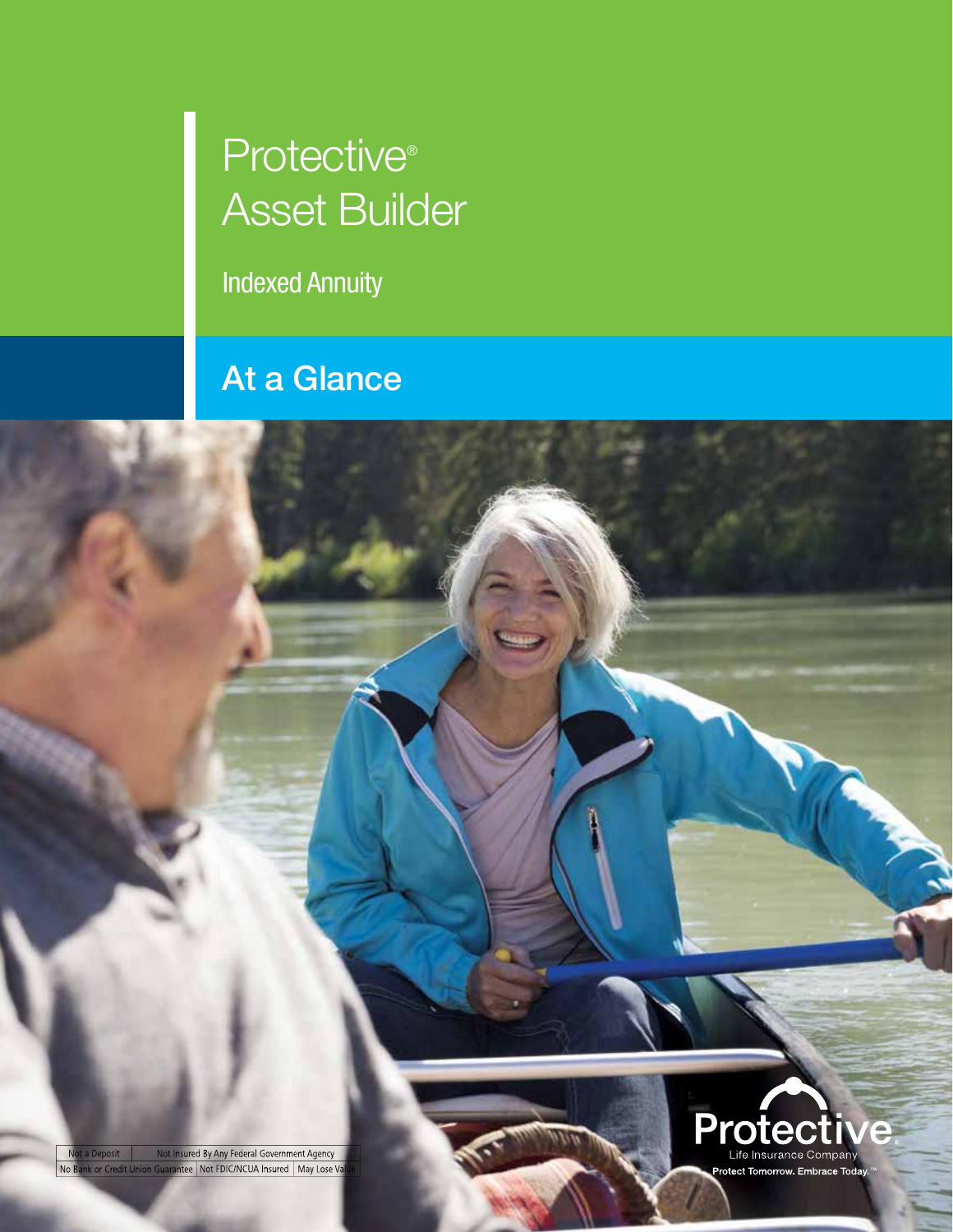# Protective® Asset Builder

Indexed Annuity

## At a Glance

| Not a Deposit | Not Insured By Any Federal Government Agency | |
|---|---|---|
| No Bank or Credit Union Guarantee | Not FDIC/NCUA Insured | May Lose Value |

Protective®
Life Insurance Company
Protect Tomorrow. Embrace Today.™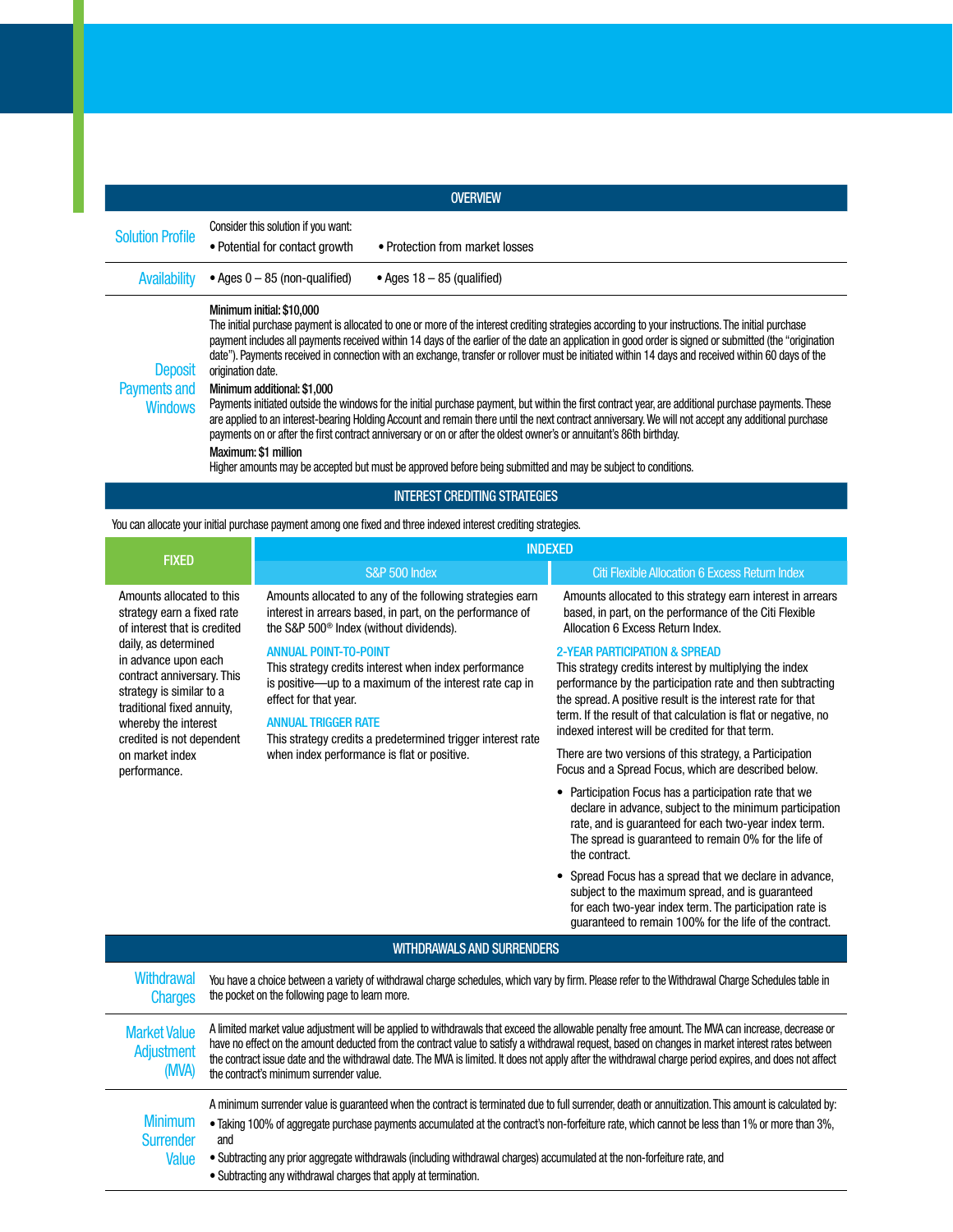## OVERVIEW

**Solution Profile**

Consider this solution if you want:

- Potential for contact growth
- Protection from market losses

**Availability**

- Ages 0 – 85 (non-qualified)
- Ages 18 – 85 (qualified)

**Deposit Payments and Windows**

**Minimum initial: $10,000**
The initial purchase payment is allocated to one or more of the interest crediting strategies according to your instructions. The initial purchase payment includes all payments received within 14 days of the earlier of the date an application in good order is signed or submitted (the "origination date"). Payments received in connection with an exchange, transfer or rollover must be initiated within 14 days and received within 60 days of the origination date.

**Minimum additional: $1,000**
Payments initiated outside the windows for the initial purchase payment, but within the first contract year, are additional purchase payments. These are applied to an interest-bearing Holding Account and remain there until the next contract anniversary. We will not accept any additional purchase payments on or after the first contract anniversary or on or after the oldest owner's or annuitant's 86th birthday.

**Maximum: $1 million**
Higher amounts may be accepted but must be approved before being submitted and may be subject to conditions.

## INTEREST CREDITING STRATEGIES

You can allocate your initial purchase payment among one fixed and three indexed interest crediting strategies.

### FIXED

Amounts allocated to this strategy earn a fixed rate of interest that is credited daily, as determined in advance upon each contract anniversary. This strategy is similar to a traditional fixed annuity, whereby the interest credited is not dependent on market index performance.

### INDEXED

#### S&P 500 Index

Amounts allocated to any of the following strategies earn interest in arrears based, in part, on the performance of the S&P 500® Index (without dividends).

**ANNUAL POINT-TO-POINT**
This strategy credits interest when index performance is positive—up to a maximum of the interest rate cap in effect for that year.

**ANNUAL TRIGGER RATE**
This strategy credits a predetermined trigger interest rate when index performance is flat or positive.

#### Citi Flexible Allocation 6 Excess Return Index

Amounts allocated to this strategy earn interest in arrears based, in part, on the performance of the Citi Flexible Allocation 6 Excess Return Index.

**2-YEAR PARTICIPATION & SPREAD**
This strategy credits interest by multiplying the index performance by the participation rate and then subtracting the spread. A positive result is the interest rate for that term. If the result of that calculation is flat or negative, no indexed interest will be credited for that term.

There are two versions of this strategy, a Participation Focus and a Spread Focus, which are described below.

- Participation Focus has a participation rate that we declare in advance, subject to the minimum participation rate, and is guaranteed for each two-year index term. The spread is guaranteed to remain 0% for the life of the contract.
- Spread Focus has a spread that we declare in advance, subject to the maximum spread, and is guaranteed for each two-year index term. The participation rate is guaranteed to remain 100% for the life of the contract.

## WITHDRAWALS AND SURRENDERS

**Withdrawal Charges**

You have a choice between a variety of withdrawal charge schedules, which vary by firm. Please refer to the Withdrawal Charge Schedules table in the pocket on the following page to learn more.

**Market Value Adjustment (MVA)**

A limited market value adjustment will be applied to withdrawals that exceed the allowable penalty free amount. The MVA can increase, decrease or have no effect on the amount deducted from the contract value to satisfy a withdrawal request, based on changes in market interest rates between the contract issue date and the withdrawal date. The MVA is limited. It does not apply after the withdrawal charge period expires, and does not affect the contract's minimum surrender value.

**Minimum Surrender Value**

A minimum surrender value is guaranteed when the contract is terminated due to full surrender, death or annuitization. This amount is calculated by:

- Taking 100% of aggregate purchase payments accumulated at the contract's non-forfeiture rate, which cannot be less than 1% or more than 3%, and
- Subtracting any prior aggregate withdrawals (including withdrawal charges) accumulated at the non-forfeiture rate, and
- Subtracting any withdrawal charges that apply at termination.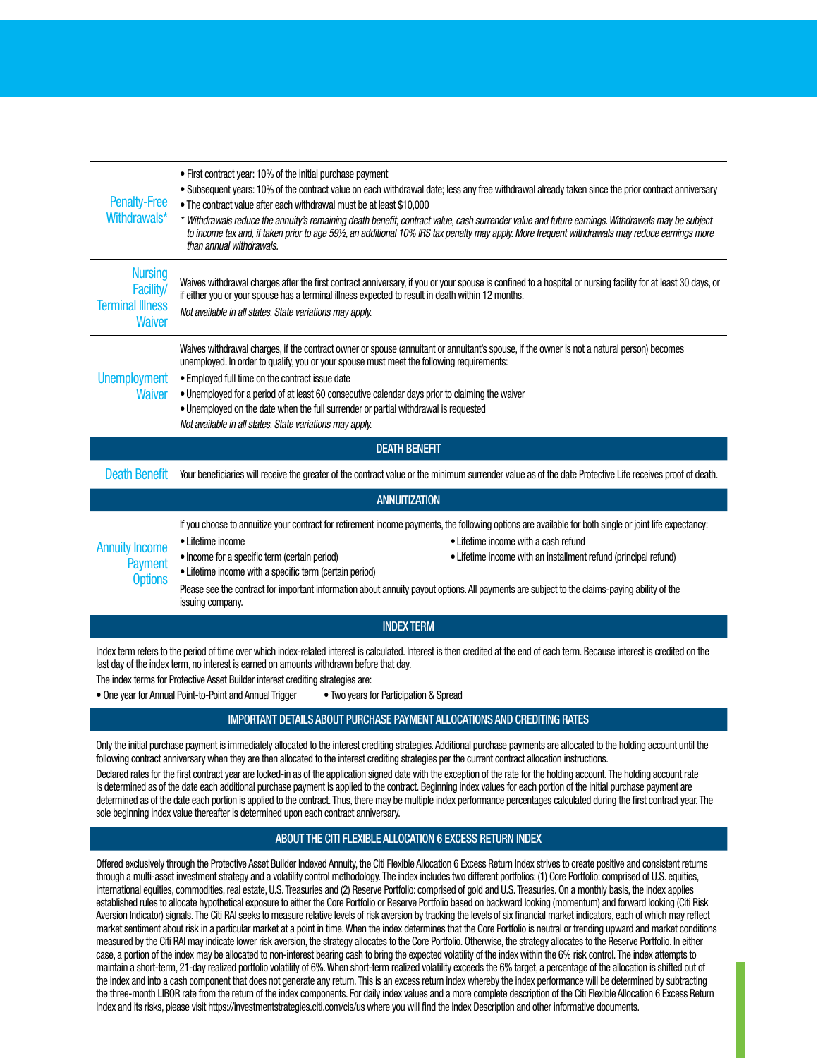| | |
|---|---|
| Penalty-Free Withdrawals* | • First contract year: 10% of the initial purchase payment<br>• Subsequent years: 10% of the contract value on each withdrawal date; less any free withdrawal already taken since the prior contract anniversary<br>• The contract value after each withdrawal must be at least $10,000<br>*\* Withdrawals reduce the annuity's remaining death benefit, contract value, cash surrender value and future earnings. Withdrawals may be subject to income tax and, if taken prior to age 59½, an additional 10% IRS tax penalty may apply. More frequent withdrawals may reduce earnings more than annual withdrawals.* |
| Nursing Facility/ Terminal Illness Waiver | Waives withdrawal charges after the first contract anniversary, if you or your spouse is confined to a hospital or nursing facility for at least 30 days, or if either you or your spouse has a terminal illness expected to result in death within 12 months.<br>*Not available in all states. State variations may apply.* |
| Unemployment Waiver | Waives withdrawal charges, if the contract owner or spouse (annuitant or annuitant's spouse, if the owner is not a natural person) becomes unemployed. In order to qualify, you or your spouse must meet the following requirements:<br>• Employed full time on the contract issue date<br>• Unemployed for a period of at least 60 consecutive calendar days prior to claiming the waiver<br>• Unemployed on the date when the full surrender or partial withdrawal is requested<br>*Not available in all states. State variations may apply.* |

## DEATH BENEFIT

| | |
|---|---|
| Death Benefit | Your beneficiaries will receive the greater of the contract value or the minimum surrender value as of the date Protective Life receives proof of death. |

## ANNUITIZATION

| | |
|---|---|
| Annuity Income Payment Options | If you choose to annuitize your contract for retirement income payments, the following options are available for both single or joint life expectancy:<br>• Lifetime income<br>• Income for a specific term (certain period)<br>• Lifetime income with a specific term (certain period)<br>• Lifetime income with a cash refund<br>• Lifetime income with an installment refund (principal refund)<br>Please see the contract for important information about annuity payout options. All payments are subject to the claims-paying ability of the issuing company. |

## INDEX TERM

Index term refers to the period of time over which index-related interest is calculated. Interest is then credited at the end of each term. Because interest is credited on the last day of the index term, no interest is earned on amounts withdrawn before that day.

The index terms for Protective Asset Builder interest crediting strategies are:

- One year for Annual Point-to-Point and Annual Trigger
- Two years for Participation & Spread

## IMPORTANT DETAILS ABOUT PURCHASE PAYMENT ALLOCATIONS AND CREDITING RATES

Only the initial purchase payment is immediately allocated to the interest crediting strategies. Additional purchase payments are allocated to the holding account until the following contract anniversary when they are then allocated to the interest crediting strategies per the current contract allocation instructions.

Declared rates for the first contract year are locked-in as of the application signed date with the exception of the rate for the holding account. The holding account rate is determined as of the date each additional purchase payment is applied to the contract. Beginning index values for each portion of the initial purchase payment are determined as of the date each portion is applied to the contract. Thus, there may be multiple index performance percentages calculated during the first contract year. The sole beginning index value thereafter is determined upon each contract anniversary.

## ABOUT THE CITI FLEXIBLE ALLOCATION 6 EXCESS RETURN INDEX

Offered exclusively through the Protective Asset Builder Indexed Annuity, the Citi Flexible Allocation 6 Excess Return Index strives to create positive and consistent returns through a multi-asset investment strategy and a volatility control methodology. The index includes two different portfolios: (1) Core Portfolio: comprised of U.S. equities, international equities, commodities, real estate, U.S. Treasuries and (2) Reserve Portfolio: comprised of gold and U.S. Treasuries. On a monthly basis, the index applies established rules to allocate hypothetical exposure to either the Core Portfolio or Reserve Portfolio based on backward looking (momentum) and forward looking (Citi Risk Aversion Indicator) signals. The Citi RAI seeks to measure relative levels of risk aversion by tracking the levels of six financial market indicators, each of which may reflect market sentiment about risk in a particular market at a point in time. When the index determines that the Core Portfolio is neutral or trending upward and market conditions measured by the Citi RAI may indicate lower risk aversion, the strategy allocates to the Core Portfolio. Otherwise, the strategy allocates to the Reserve Portfolio. In either case, a portion of the index may be allocated to non-interest bearing cash to bring the expected volatility of the index within the 6% risk control. The index attempts to maintain a short-term, 21-day realized portfolio volatility of 6%. When short-term realized volatility exceeds the 6% target, a percentage of the allocation is shifted out of the index and into a cash component that does not generate any return. This is an excess return index whereby the index performance will be determined by subtracting the three-month LIBOR rate from the return of the index components. For daily index values and a more complete description of the Citi Flexible Allocation 6 Excess Return Index and its risks, please visit https://investmentstrategies.citi.com/cis/us where you will find the Index Description and other informative documents.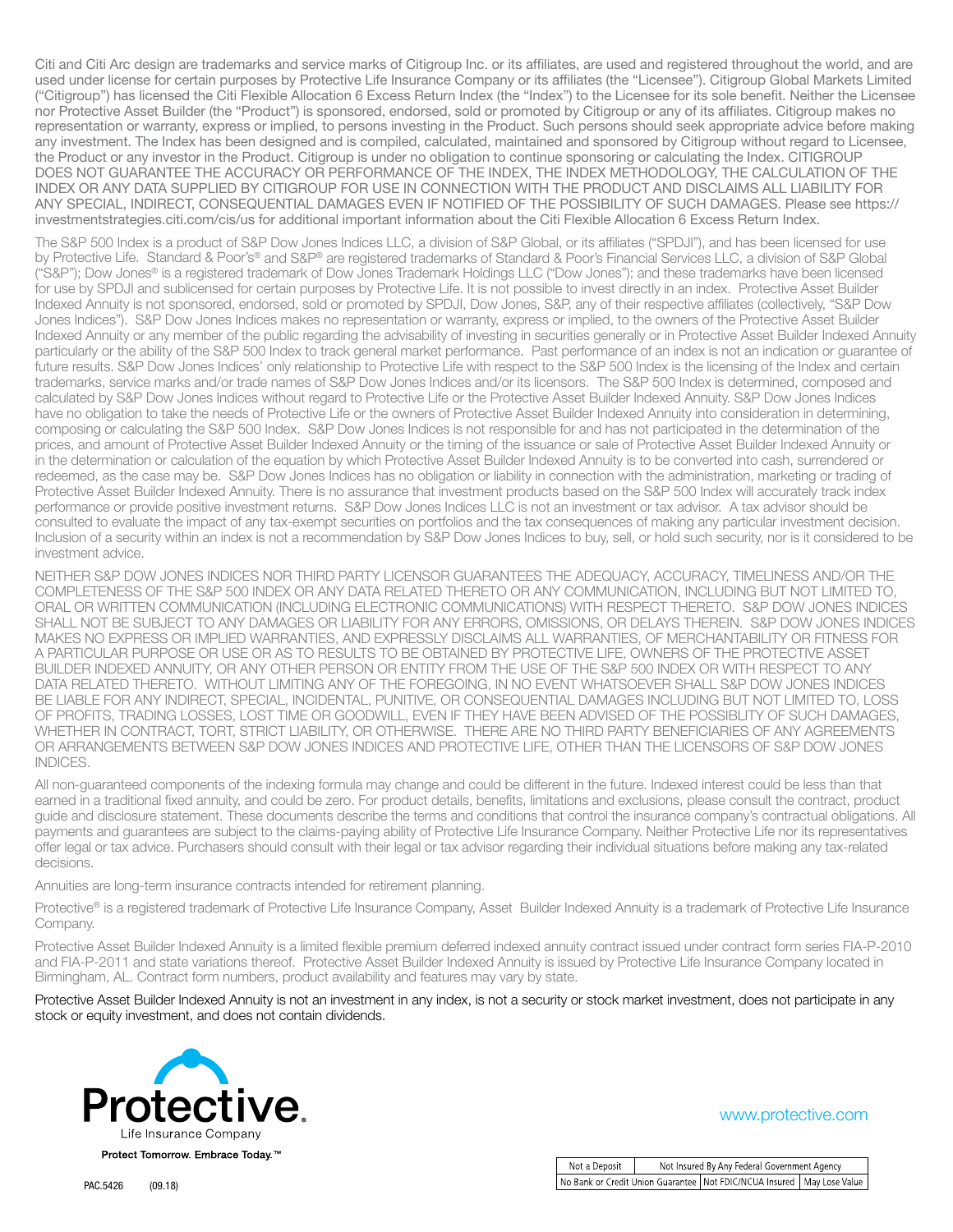Citi and Citi Arc design are trademarks and service marks of Citigroup Inc. or its affiliates, are used and registered throughout the world, and are used under license for certain purposes by Protective Life Insurance Company or its affiliates (the "Licensee"). Citigroup Global Markets Limited ("Citigroup") has licensed the Citi Flexible Allocation 6 Excess Return Index (the "Index") to the Licensee for its sole benefit. Neither the Licensee nor Protective Asset Builder (the "Product") is sponsored, endorsed, sold or promoted by Citigroup or any of its affiliates. Citigroup makes no representation or warranty, express or implied, to persons investing in the Product. Such persons should seek appropriate advice before making any investment. The Index has been designed and is compiled, calculated, maintained and sponsored by Citigroup without regard to Licensee, the Product or any investor in the Product. Citigroup is under no obligation to continue sponsoring or calculating the Index. CITIGROUP DOES NOT GUARANTEE THE ACCURACY OR PERFORMANCE OF THE INDEX, THE INDEX METHODOLOGY, THE CALCULATION OF THE INDEX OR ANY DATA SUPPLIED BY CITIGROUP FOR USE IN CONNECTION WITH THE PRODUCT AND DISCLAIMS ALL LIABILITY FOR ANY SPECIAL, INDIRECT, CONSEQUENTIAL DAMAGES EVEN IF NOTIFIED OF THE POSSIBILITY OF SUCH DAMAGES. Please see https://investmentstrategies.citi.com/cis/us for additional important information about the Citi Flexible Allocation 6 Excess Return Index.

The S&P 500 Index is a product of S&P Dow Jones Indices LLC, a division of S&P Global, or its affiliates ("SPDJI"), and has been licensed for use by Protective Life. Standard & Poor's® and S&P® are registered trademarks of Standard & Poor's Financial Services LLC, a division of S&P Global ("S&P"); Dow Jones® is a registered trademark of Dow Jones Trademark Holdings LLC ("Dow Jones"); and these trademarks have been licensed for use by SPDJI and sublicensed for certain purposes by Protective Life. It is not possible to invest directly in an index. Protective Asset Builder Indexed Annuity is not sponsored, endorsed, sold or promoted by SPDJI, Dow Jones, S&P, any of their respective affiliates (collectively, "S&P Dow Jones Indices"). S&P Dow Jones Indices makes no representation or warranty, express or implied, to the owners of the Protective Asset Builder Indexed Annuity or any member of the public regarding the advisability of investing in securities generally or in Protective Asset Builder Indexed Annuity particularly or the ability of the S&P 500 Index to track general market performance. Past performance of an index is not an indication or guarantee of future results. S&P Dow Jones Indices' only relationship to Protective Life with respect to the S&P 500 Index is the licensing of the Index and certain trademarks, service marks and/or trade names of S&P Dow Jones Indices and/or its licensors. The S&P 500 Index is determined, composed and calculated by S&P Dow Jones Indices without regard to Protective Life or the Protective Asset Builder Indexed Annuity. S&P Dow Jones Indices have no obligation to take the needs of Protective Life or the owners of Protective Asset Builder Indexed Annuity into consideration in determining, composing or calculating the S&P 500 Index. S&P Dow Jones Indices is not responsible for and has not participated in the determination of the prices, and amount of Protective Asset Builder Indexed Annuity or the timing of the issuance or sale of Protective Asset Builder Indexed Annuity or in the determination or calculation of the equation by which Protective Asset Builder Indexed Annuity is to be converted into cash, surrendered or redeemed, as the case may be. S&P Dow Jones Indices has no obligation or liability in connection with the administration, marketing or trading of Protective Asset Builder Indexed Annuity. There is no assurance that investment products based on the S&P 500 Index will accurately track index performance or provide positive investment returns. S&P Dow Jones Indices LLC is not an investment or tax advisor. A tax advisor should be consulted to evaluate the impact of any tax-exempt securities on portfolios and the tax consequences of making any particular investment decision. Inclusion of a security within an index is not a recommendation by S&P Dow Jones Indices to buy, sell, or hold such security, nor is it considered to be investment advice.

NEITHER S&P DOW JONES INDICES NOR THIRD PARTY LICENSOR GUARANTEES THE ADEQUACY, ACCURACY, TIMELINESS AND/OR THE COMPLETENESS OF THE S&P 500 INDEX OR ANY DATA RELATED THERETO OR ANY COMMUNICATION, INCLUDING BUT NOT LIMITED TO, ORAL OR WRITTEN COMMUNICATION (INCLUDING ELECTRONIC COMMUNICATIONS) WITH RESPECT THERETO. S&P DOW JONES INDICES SHALL NOT BE SUBJECT TO ANY DAMAGES OR LIABILITY FOR ANY ERRORS, OMISSIONS, OR DELAYS THEREIN. S&P DOW JONES INDICES MAKES NO EXPRESS OR IMPLIED WARRANTIES, AND EXPRESSLY DISCLAIMS ALL WARRANTIES, OF MERCHANTABILITY OR FITNESS FOR A PARTICULAR PURPOSE OR USE OR AS TO RESULTS TO BE OBTAINED BY PROTECTIVE LIFE, OWNERS OF THE PROTECTIVE ASSET BUILDER INDEXED ANNUITY, OR ANY OTHER PERSON OR ENTITY FROM THE USE OF THE S&P 500 INDEX OR WITH RESPECT TO ANY DATA RELATED THERETO. WITHOUT LIMITING ANY OF THE FOREGOING, IN NO EVENT WHATSOEVER SHALL S&P DOW JONES INDICES BE LIABLE FOR ANY INDIRECT, SPECIAL, INCIDENTAL, PUNITIVE, OR CONSEQUENTIAL DAMAGES INCLUDING BUT NOT LIMITED TO, LOSS OF PROFITS, TRADING LOSSES, LOST TIME OR GOODWILL, EVEN IF THEY HAVE BEEN ADVISED OF THE POSSIBLITY OF SUCH DAMAGES, WHETHER IN CONTRACT, TORT, STRICT LIABILITY, OR OTHERWISE. THERE ARE NO THIRD PARTY BENEFICIARIES OF ANY AGREEMENTS OR ARRANGEMENTS BETWEEN S&P DOW JONES INDICES AND PROTECTIVE LIFE, OTHER THAN THE LICENSORS OF S&P DOW JONES INDICES.

All non-guaranteed components of the indexing formula may change and could be different in the future. Indexed interest could be less than that earned in a traditional fixed annuity, and could be zero. For product details, benefits, limitations and exclusions, please consult the contract, product guide and disclosure statement. These documents describe the terms and conditions that control the insurance company's contractual obligations. All payments and guarantees are subject to the claims-paying ability of Protective Life Insurance Company. Neither Protective Life nor its representatives offer legal or tax advice. Purchasers should consult with their legal or tax advisor regarding their individual situations before making any tax-related decisions.

Annuities are long-term insurance contracts intended for retirement planning.

Protective® is a registered trademark of Protective Life Insurance Company, Asset Builder Indexed Annuity is a trademark of Protective Life Insurance Company.

Protective Asset Builder Indexed Annuity is a limited flexible premium deferred indexed annuity contract issued under contract form series FIA-P-2010 and FIA-P-2011 and state variations thereof. Protective Asset Builder Indexed Annuity is issued by Protective Life Insurance Company located in Birmingham, AL. Contract form numbers, product availability and features may vary by state.

Protective Asset Builder Indexed Annuity is not an investment in any index, is not a security or stock market investment, does not participate in any stock or equity investment, and does not contain dividends.

Protective.
Life Insurance Company

Protect Tomorrow. Embrace Today.™

www.protective.com

| | | |
|---|---|---|
| Not a Deposit | Not Insured By Any Federal Government Agency | |
| No Bank or Credit Union Guarantee | Not FDIC/NCUA Insured | May Lose Value |

PAC.5426 (09.18)